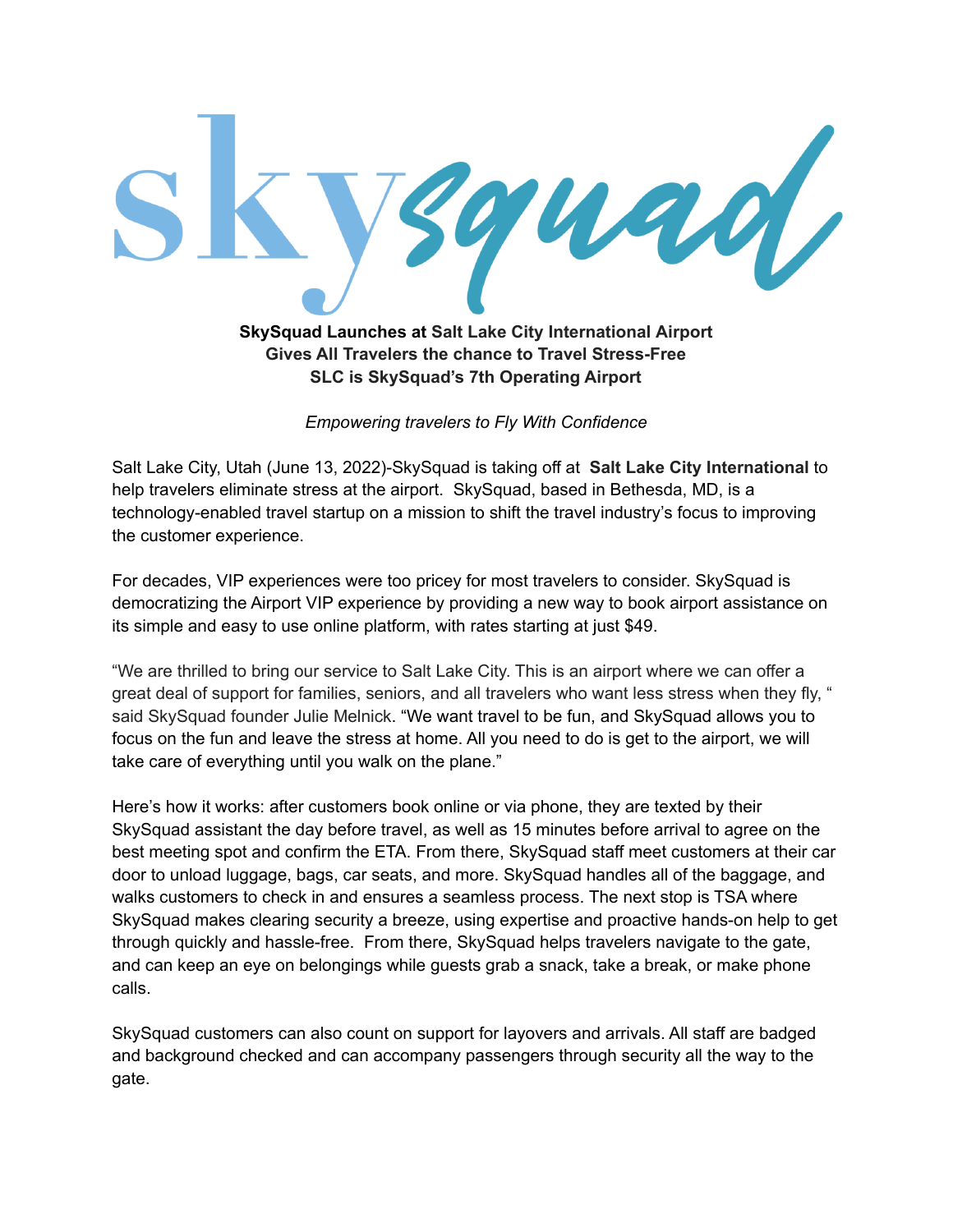skysquad

**SkySquad Launches at Salt Lake City International Airport**
**Gives All Travelers the chance to Travel Stress-Free**
**SLC is SkySquad's 7th Operating Airport**

*Empowering travelers to Fly With Confidence*

Salt Lake City, Utah (June 13, 2022)-SkySquad is taking off at **Salt Lake City International** to help travelers eliminate stress at the airport. SkySquad, based in Bethesda, MD, is a technology-enabled travel startup on a mission to shift the travel industry's focus to improving the customer experience.

For decades, VIP experiences were too pricey for most travelers to consider. SkySquad is democratizing the Airport VIP experience by providing a new way to book airport assistance on its simple and easy to use online platform, with rates starting at just $49.

"We are thrilled to bring our service to Salt Lake City. This is an airport where we can offer a great deal of support for families, seniors, and all travelers who want less stress when they fly, " said SkySquad founder Julie Melnick. "We want travel to be fun, and SkySquad allows you to focus on the fun and leave the stress at home. All you need to do is get to the airport, we will take care of everything until you walk on the plane."

Here's how it works: after customers book online or via phone, they are texted by their SkySquad assistant the day before travel, as well as 15 minutes before arrival to agree on the best meeting spot and confirm the ETA. From there, SkySquad staff meet customers at their car door to unload luggage, bags, car seats, and more. SkySquad handles all of the baggage, and walks customers to check in and ensures a seamless process. The next stop is TSA where SkySquad makes clearing security a breeze, using expertise and proactive hands-on help to get through quickly and hassle-free. From there, SkySquad helps travelers navigate to the gate, and can keep an eye on belongings while guests grab a snack, take a break, or make phone calls.

SkySquad customers can also count on support for layovers and arrivals. All staff are badged and background checked and can accompany passengers through security all the way to the gate.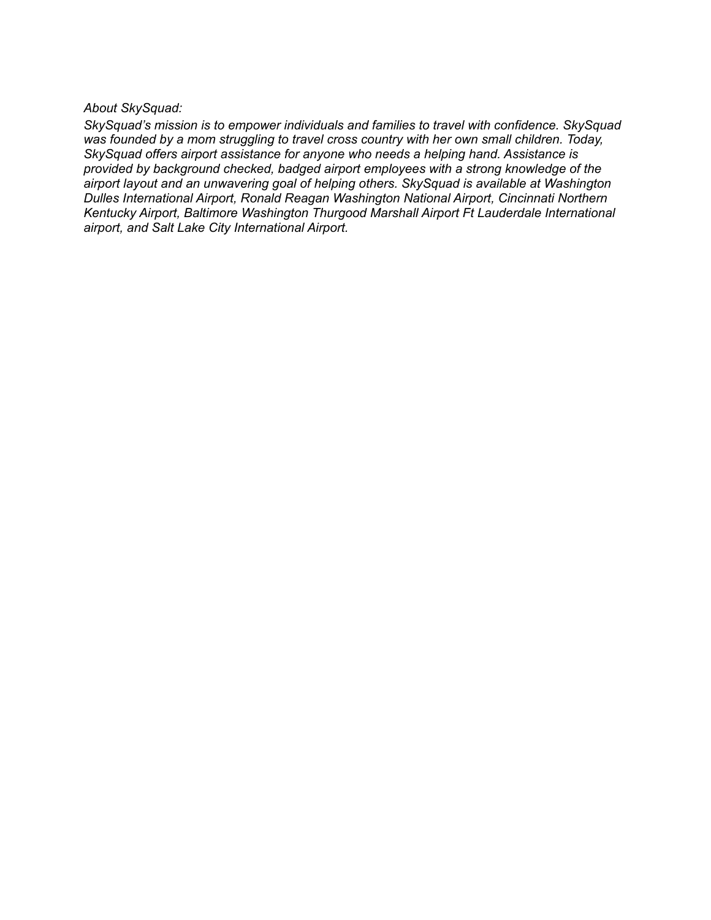*About SkySquad:*

*SkySquad's mission is to empower individuals and families to travel with confidence. SkySquad was founded by a mom struggling to travel cross country with her own small children. Today, SkySquad offers airport assistance for anyone who needs a helping hand. Assistance is provided by background checked, badged airport employees with a strong knowledge of the airport layout and an unwavering goal of helping others. SkySquad is available at Washington Dulles International Airport, Ronald Reagan Washington National Airport, Cincinnati Northern Kentucky Airport, Baltimore Washington Thurgood Marshall Airport Ft Lauderdale International airport, and Salt Lake City International Airport.*